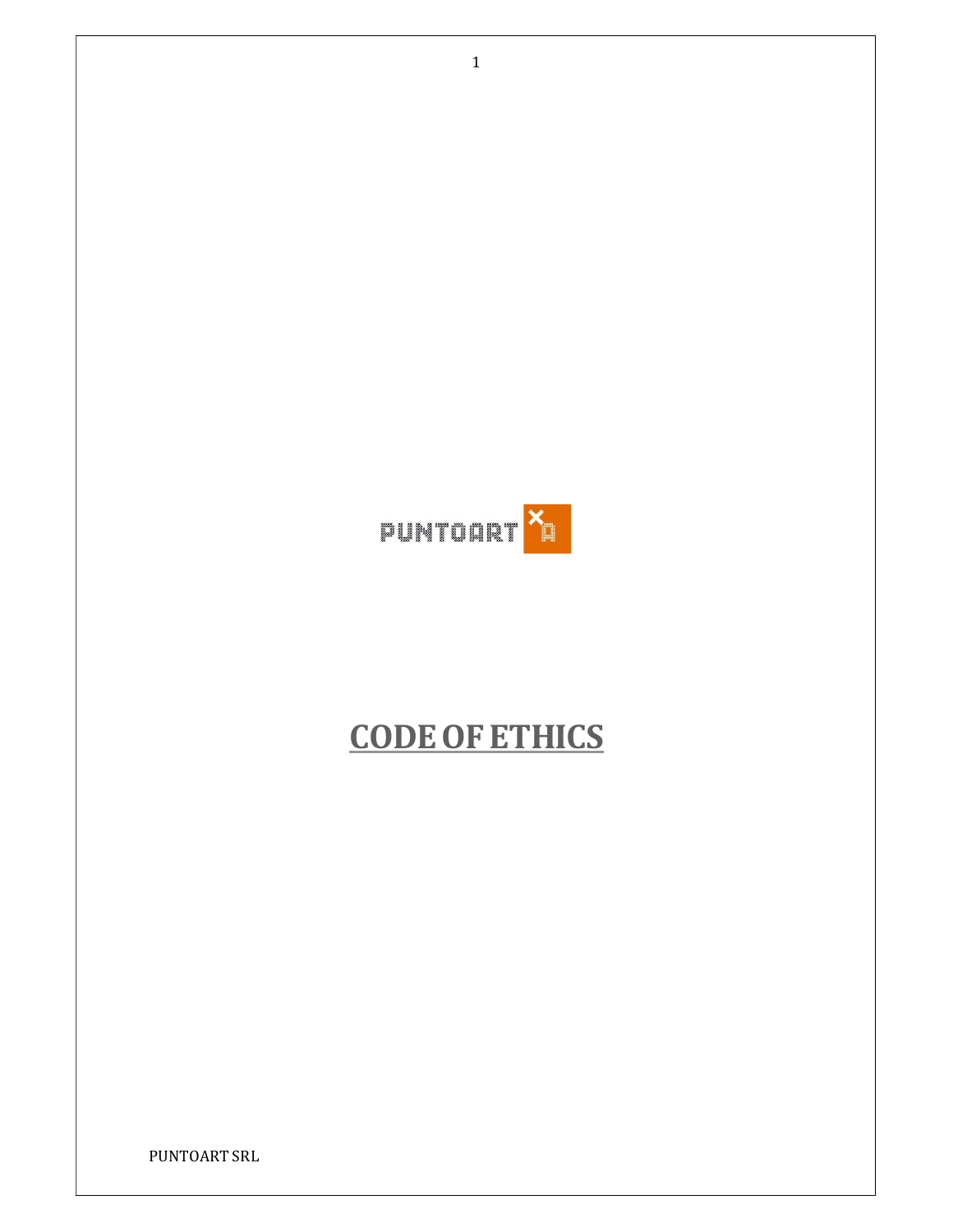PUNTOART

# CODE OF ETHICS

PUNTOART SRL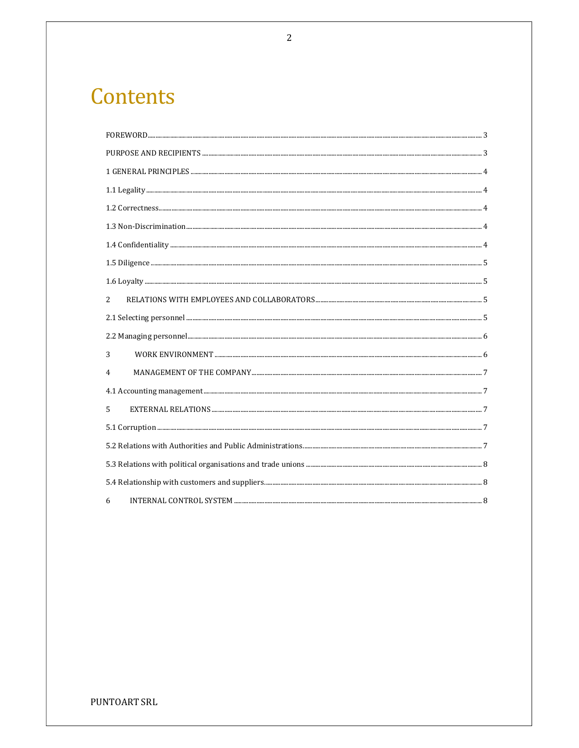# Contents

FOREWORD ........ 3

PURPOSE AND RECIPIENTS ........ 3

1 GENERAL PRINCIPLES ........ 4

1.1 Legality ........ 4

1.2 Correctness ........ 4

1.3 Non-Discrimination ........ 4

1.4 Confidentiality ........ 4

1.5 Diligence ........ 5

1.6 Loyalty ........ 5

2 RELATIONS WITH EMPLOYEES AND COLLABORATORS ........ 5

2.1 Selecting personnel ........ 5

2.2 Managing personnel ........ 6

3 WORK ENVIRONMENT ........ 6

4 MANAGEMENT OF THE COMPANY ........ 7

4.1 Accounting management ........ 7

5 EXTERNAL RELATIONS ........ 7

5.1 Corruption ........ 7

5.2 Relations with Authorities and Public Administrations ........ 7

5.3 Relations with political organisations and trade unions ........ 8

5.4 Relationship with customers and suppliers ........ 8

6 INTERNAL CONTROL SYSTEM ........ 8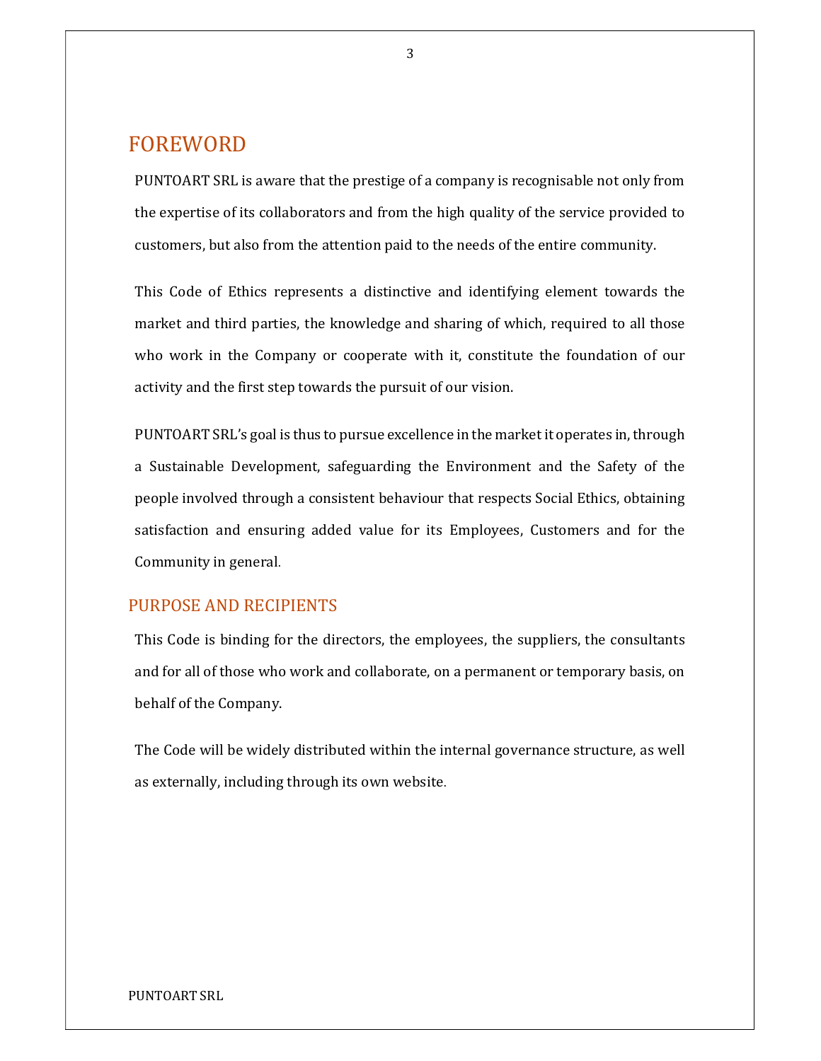# FOREWORD

PUNTOART SRL is aware that the prestige of a company is recognisable not only from the expertise of its collaborators and from the high quality of the service provided to customers, but also from the attention paid to the needs of the entire community.

This Code of Ethics represents a distinctive and identifying element towards the market and third parties, the knowledge and sharing of which, required to all those who work in the Company or cooperate with it, constitute the foundation of our activity and the first step towards the pursuit of our vision.

PUNTOART SRL's goal is thus to pursue excellence in the market it operates in, through a Sustainable Development, safeguarding the Environment and the Safety of the people involved through a consistent behaviour that respects Social Ethics, obtaining satisfaction and ensuring added value for its Employees, Customers and for the Community in general.

## PURPOSE AND RECIPIENTS

This Code is binding for the directors, the employees, the suppliers, the consultants and for all of those who work and collaborate, on a permanent or temporary basis, on behalf of the Company.

The Code will be widely distributed within the internal governance structure, as well as externally, including through its own website.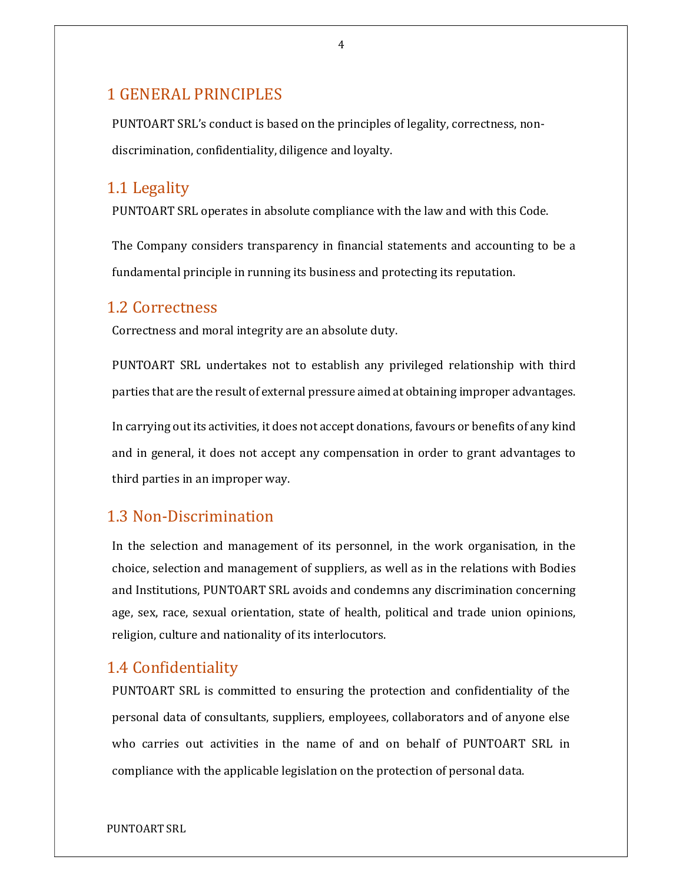# 1 GENERAL PRINCIPLES

PUNTOART SRL's conduct is based on the principles of legality, correctness, non-discrimination, confidentiality, diligence and loyalty.

## 1.1 Legality

PUNTOART SRL operates in absolute compliance with the law and with this Code.

The Company considers transparency in financial statements and accounting to be a fundamental principle in running its business and protecting its reputation.

## 1.2 Correctness

Correctness and moral integrity are an absolute duty.

PUNTOART SRL undertakes not to establish any privileged relationship with third parties that are the result of external pressure aimed at obtaining improper advantages.

In carrying out its activities, it does not accept donations, favours or benefits of any kind and in general, it does not accept any compensation in order to grant advantages to third parties in an improper way.

## 1.3 Non-Discrimination

In the selection and management of its personnel, in the work organisation, in the choice, selection and management of suppliers, as well as in the relations with Bodies and Institutions, PUNTOART SRL avoids and condemns any discrimination concerning age, sex, race, sexual orientation, state of health, political and trade union opinions, religion, culture and nationality of its interlocutors.

## 1.4 Confidentiality

PUNTOART SRL is committed to ensuring the protection and confidentiality of the personal data of consultants, suppliers, employees, collaborators and of anyone else who carries out activities in the name of and on behalf of PUNTOART SRL in compliance with the applicable legislation on the protection of personal data.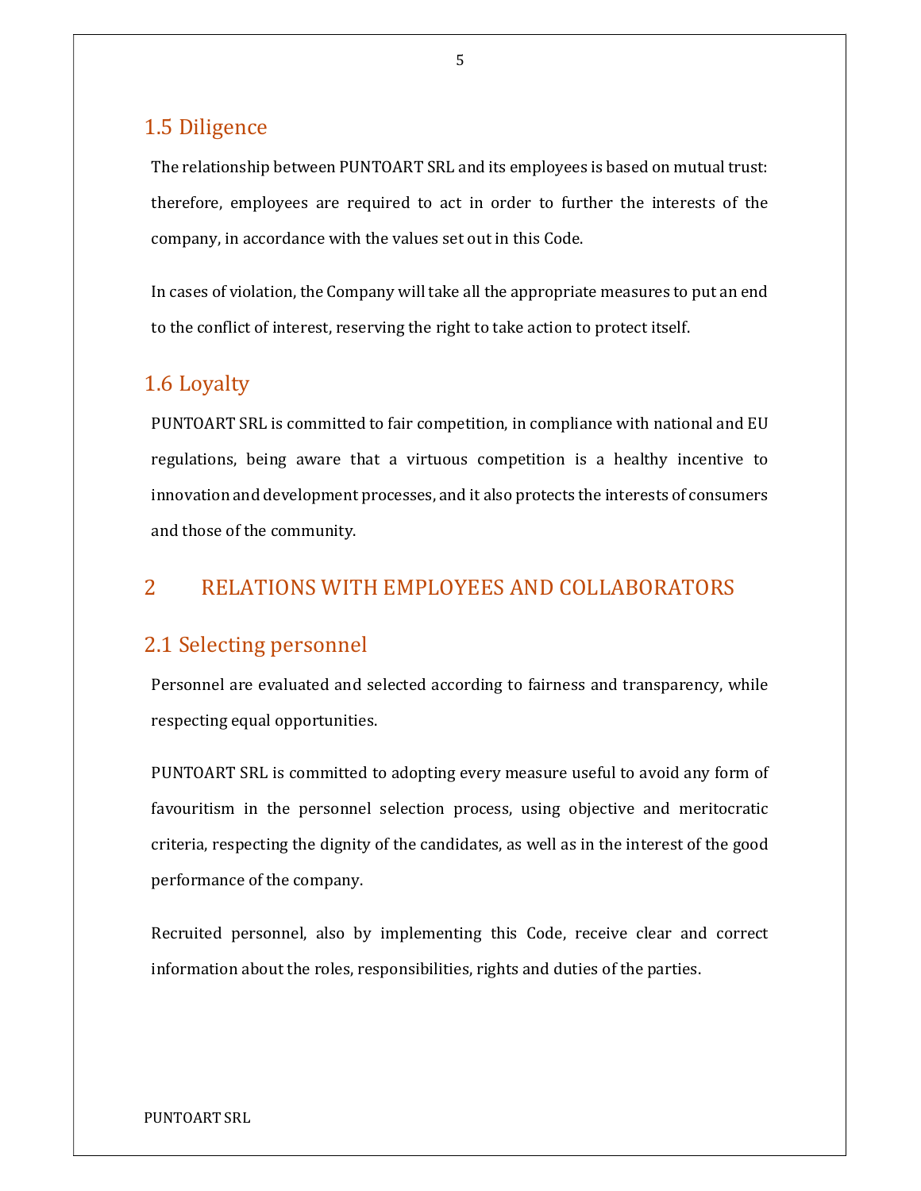## 1.5 Diligence

The relationship between PUNTOART SRL and its employees is based on mutual trust: therefore, employees are required to act in order to further the interests of the company, in accordance with the values set out in this Code.

In cases of violation, the Company will take all the appropriate measures to put an end to the conflict of interest, reserving the right to take action to protect itself.

## 1.6 Loyalty

PUNTOART SRL is committed to fair competition, in compliance with national and EU regulations, being aware that a virtuous competition is a healthy incentive to innovation and development processes, and it also protects the interests of consumers and those of the community.

# 2 RELATIONS WITH EMPLOYEES AND COLLABORATORS

## 2.1 Selecting personnel

Personnel are evaluated and selected according to fairness and transparency, while respecting equal opportunities.

PUNTOART SRL is committed to adopting every measure useful to avoid any form of favouritism in the personnel selection process, using objective and meritocratic criteria, respecting the dignity of the candidates, as well as in the interest of the good performance of the company.

Recruited personnel, also by implementing this Code, receive clear and correct information about the roles, responsibilities, rights and duties of the parties.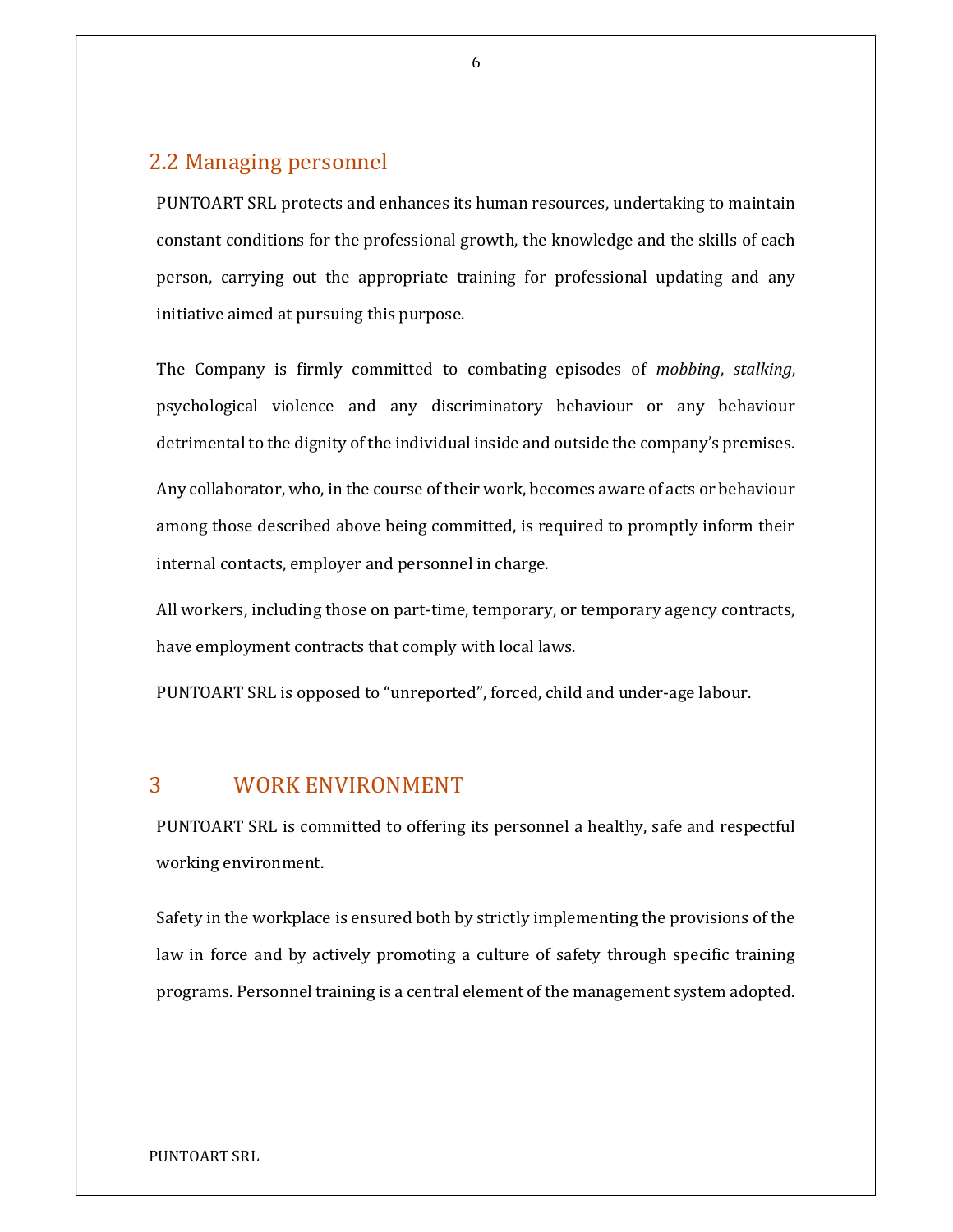## 2.2 Managing personnel

PUNTOART SRL protects and enhances its human resources, undertaking to maintain constant conditions for the professional growth, the knowledge and the skills of each person, carrying out the appropriate training for professional updating and any initiative aimed at pursuing this purpose.

The Company is firmly committed to combating episodes of *mobbing*, *stalking*, psychological violence and any discriminatory behaviour or any behaviour detrimental to the dignity of the individual inside and outside the company's premises.

Any collaborator, who, in the course of their work, becomes aware of acts or behaviour among those described above being committed, is required to promptly inform their internal contacts, employer and personnel in charge.

All workers, including those on part-time, temporary, or temporary agency contracts, have employment contracts that comply with local laws.

PUNTOART SRL is opposed to "unreported", forced, child and under-age labour.

# 3 WORK ENVIRONMENT

PUNTOART SRL is committed to offering its personnel a healthy, safe and respectful working environment.

Safety in the workplace is ensured both by strictly implementing the provisions of the law in force and by actively promoting a culture of safety through specific training programs. Personnel training is a central element of the management system adopted.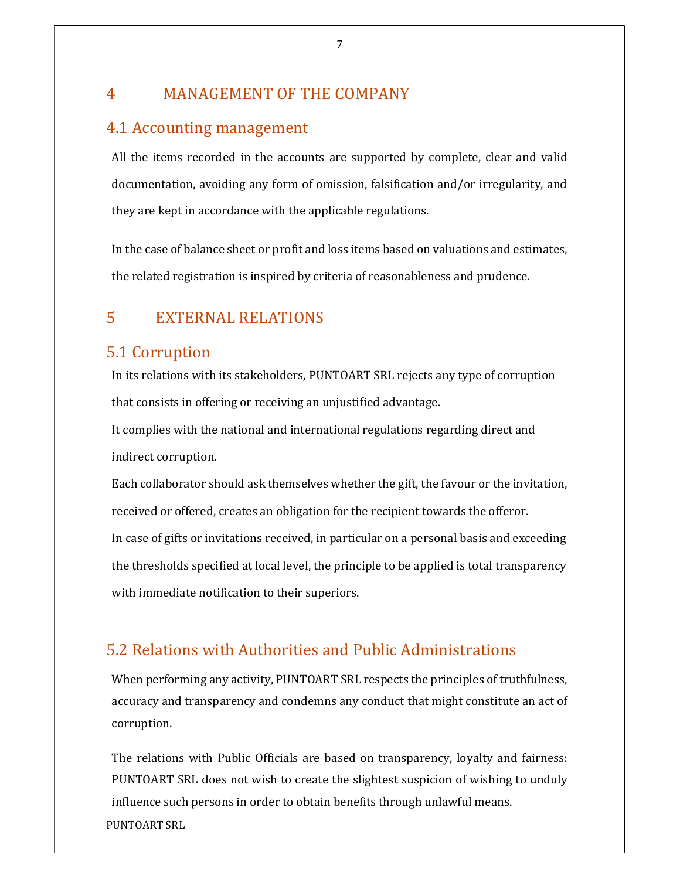# 4 MANAGEMENT OF THE COMPANY

## 4.1 Accounting management

All the items recorded in the accounts are supported by complete, clear and valid documentation, avoiding any form of omission, falsification and/or irregularity, and they are kept in accordance with the applicable regulations.

In the case of balance sheet or profit and loss items based on valuations and estimates, the related registration is inspired by criteria of reasonableness and prudence.

# 5 EXTERNAL RELATIONS

## 5.1 Corruption

In its relations with its stakeholders, PUNTOART SRL rejects any type of corruption that consists in offering or receiving an unjustified advantage.

It complies with the national and international regulations regarding direct and indirect corruption.

Each collaborator should ask themselves whether the gift, the favour or the invitation, received or offered, creates an obligation for the recipient towards the offeror.

In case of gifts or invitations received, in particular on a personal basis and exceeding the thresholds specified at local level, the principle to be applied is total transparency with immediate notification to their superiors.

## 5.2 Relations with Authorities and Public Administrations

When performing any activity, PUNTOART SRL respects the principles of truthfulness, accuracy and transparency and condemns any conduct that might constitute an act of corruption.

The relations with Public Officials are based on transparency, loyalty and fairness: PUNTOART SRL does not wish to create the slightest suspicion of wishing to unduly influence such persons in order to obtain benefits through unlawful means.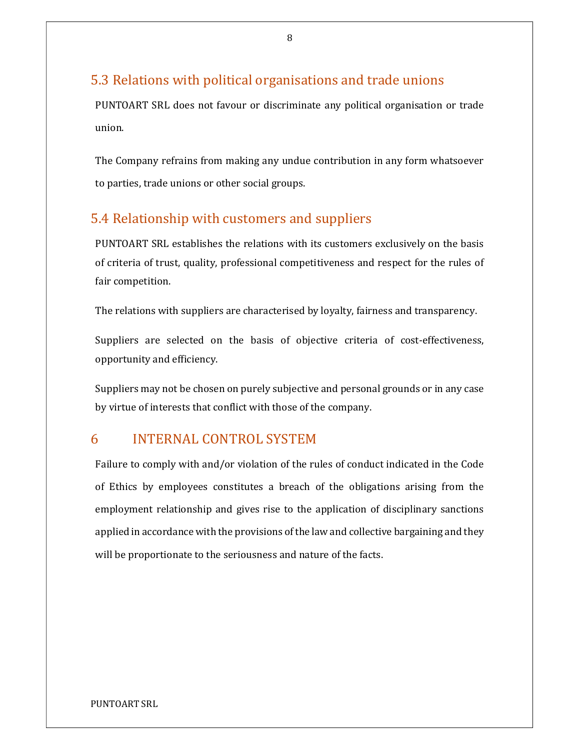### 5.3 Relations with political organisations and trade unions

PUNTOART SRL does not favour or discriminate any political organisation or trade union.

The Company refrains from making any undue contribution in any form whatsoever to parties, trade unions or other social groups.

### 5.4 Relationship with customers and suppliers

PUNTOART SRL establishes the relations with its customers exclusively on the basis of criteria of trust, quality, professional competitiveness and respect for the rules of fair competition.

The relations with suppliers are characterised by loyalty, fairness and transparency.

Suppliers are selected on the basis of objective criteria of cost-effectiveness, opportunity and efficiency.

Suppliers may not be chosen on purely subjective and personal grounds or in any case by virtue of interests that conflict with those of the company.

## 6 INTERNAL CONTROL SYSTEM

Failure to comply with and/or violation of the rules of conduct indicated in the Code of Ethics by employees constitutes a breach of the obligations arising from the employment relationship and gives rise to the application of disciplinary sanctions applied in accordance with the provisions of the law and collective bargaining and they will be proportionate to the seriousness and nature of the facts.